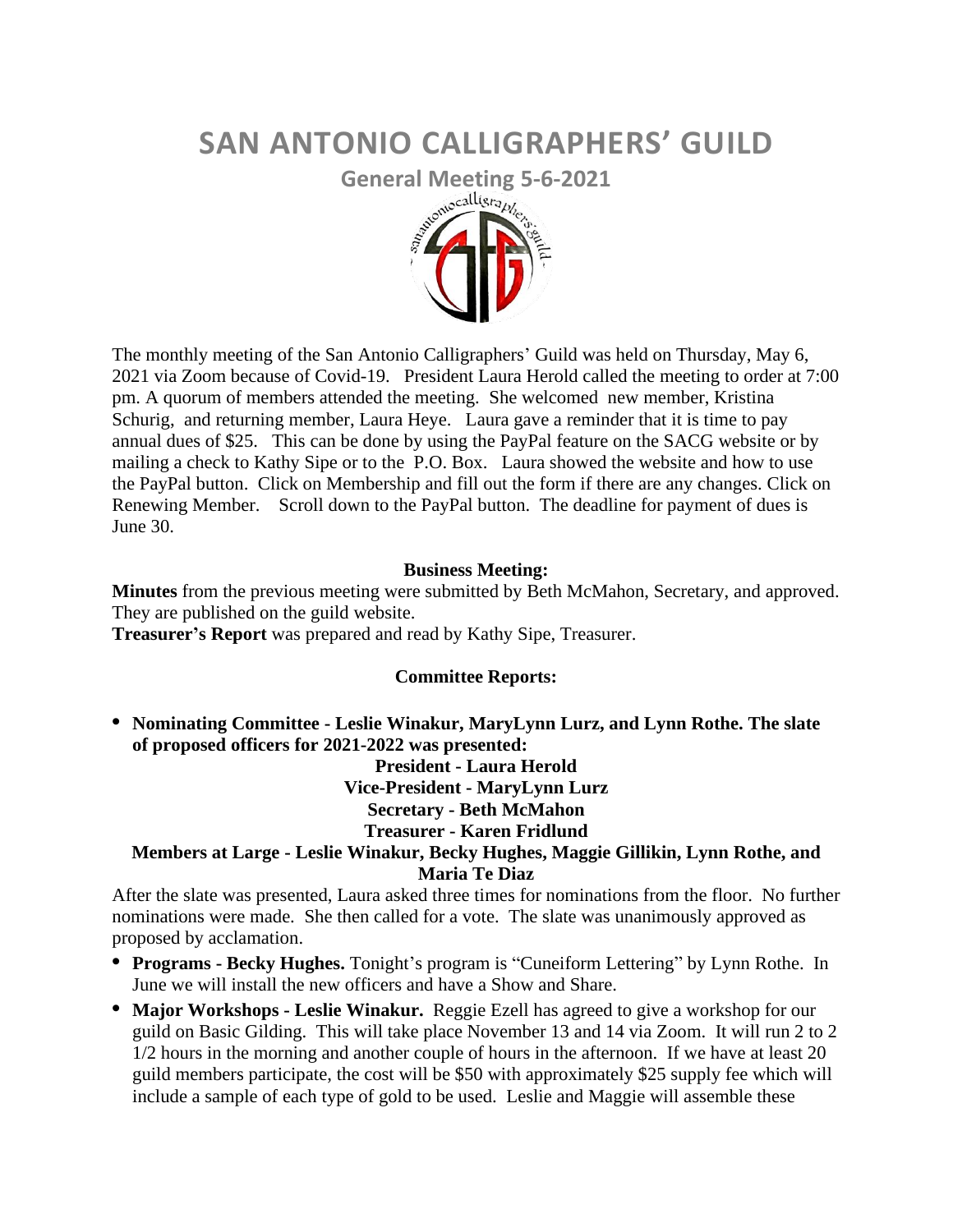# SAN ANTONIO CALLIGRAPHERS' GUILD

## General Meeting 5-6-2021

The monthly meeting of the San Antonio Calligraphers' Guild was held on Thursday, May 6, 2021 via Zoom because of Covid-19. President Laura Herold called the meeting to order at 7:00 pm. A quorum of members attended the meeting. She welcomed new member, Kristina Schurig, and returning member, Laura Heye. Laura gave a reminder that it is time to pay annual dues of $25. This can be done by using the PayPal feature on the SACG website or by mailing a check to Kathy Sipe or to the P.O. Box. Laura showed the website and how to use the PayPal button. Click on Membership and fill out the form if there are any changes. Click on Renewing Member. Scroll down to the PayPal button. The deadline for payment of dues is June 30.

**Business Meeting:**

**Minutes** from the previous meeting were submitted by Beth McMahon, Secretary, and approved. They are published on the guild website.

**Treasurer's Report** was prepared and read by Kathy Sipe, Treasurer.

**Committee Reports:**

- **Nominating Committee - Leslie Winakur, MaryLynn Lurz, and Lynn Rothe. The slate of proposed officers for 2021-2022 was presented:**

  **President - Laura Herold**
  **Vice-President - MaryLynn Lurz**
  **Secretary - Beth McMahon**
  **Treasurer - Karen Fridlund**
  **Members at Large - Leslie Winakur, Becky Hughes, Maggie Gillikin, Lynn Rothe, and Maria Te Diaz**

After the slate was presented, Laura asked three times for nominations from the floor. No further nominations were made. She then called for a vote. The slate was unanimously approved as proposed by acclamation.

- **Programs - Becky Hughes.** Tonight's program is "Cuneiform Lettering" by Lynn Rothe. In June we will install the new officers and have a Show and Share.
- **Major Workshops - Leslie Winakur.** Reggie Ezell has agreed to give a workshop for our guild on Basic Gilding. This will take place November 13 and 14 via Zoom. It will run 2 to 2 1/2 hours in the morning and another couple of hours in the afternoon. If we have at least 20 guild members participate, the cost will be $50 with approximately $25 supply fee which will include a sample of each type of gold to be used. Leslie and Maggie will assemble these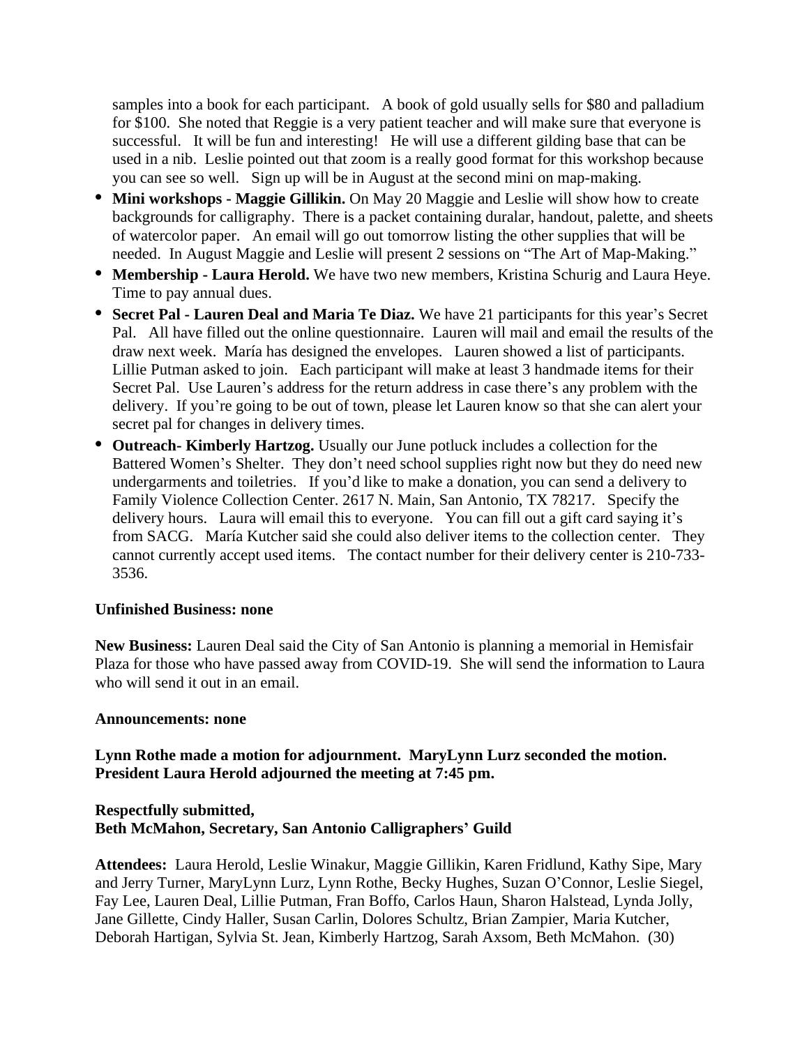samples into a book for each participant. A book of gold usually sells for $80 and palladium for $100. She noted that Reggie is a very patient teacher and will make sure that everyone is successful. It will be fun and interesting! He will use a different gilding base that can be used in a nib. Leslie pointed out that zoom is a really good format for this workshop because you can see so well. Sign up will be in August at the second mini on map-making.

- **Mini workshops - Maggie Gillikin.** On May 20 Maggie and Leslie will show how to create backgrounds for calligraphy. There is a packet containing duralar, handout, palette, and sheets of watercolor paper. An email will go out tomorrow listing the other supplies that will be needed. In August Maggie and Leslie will present 2 sessions on "The Art of Map-Making."
- **Membership - Laura Herold.** We have two new members, Kristina Schurig and Laura Heye. Time to pay annual dues.
- **Secret Pal - Lauren Deal and Maria Te Diaz.** We have 21 participants for this year's Secret Pal. All have filled out the online questionnaire. Lauren will mail and email the results of the draw next week. María has designed the envelopes. Lauren showed a list of participants. Lillie Putman asked to join. Each participant will make at least 3 handmade items for their Secret Pal. Use Lauren's address for the return address in case there's any problem with the delivery. If you're going to be out of town, please let Lauren know so that she can alert your secret pal for changes in delivery times.
- **Outreach- Kimberly Hartzog.** Usually our June potluck includes a collection for the Battered Women's Shelter. They don't need school supplies right now but they do need new undergarments and toiletries. If you'd like to make a donation, you can send a delivery to Family Violence Collection Center. 2617 N. Main, San Antonio, TX 78217. Specify the delivery hours. Laura will email this to everyone. You can fill out a gift card saying it's from SACG. María Kutcher said she could also deliver items to the collection center. They cannot currently accept used items. The contact number for their delivery center is 210-733-3536.

**Unfinished Business: none**

**New Business:** Lauren Deal said the City of San Antonio is planning a memorial in Hemisfair Plaza for those who have passed away from COVID-19. She will send the information to Laura who will send it out in an email.

**Announcements: none**

**Lynn Rothe made a motion for adjournment. MaryLynn Lurz seconded the motion. President Laura Herold adjourned the meeting at 7:45 pm.**

**Respectfully submitted,**
**Beth McMahon, Secretary, San Antonio Calligraphers' Guild**

**Attendees:** Laura Herold, Leslie Winakur, Maggie Gillikin, Karen Fridlund, Kathy Sipe, Mary and Jerry Turner, MaryLynn Lurz, Lynn Rothe, Becky Hughes, Suzan O'Connor, Leslie Siegel, Fay Lee, Lauren Deal, Lillie Putman, Fran Boffo, Carlos Haun, Sharon Halstead, Lynda Jolly, Jane Gillette, Cindy Haller, Susan Carlin, Dolores Schultz, Brian Zampier, Maria Kutcher, Deborah Hartigan, Sylvia St. Jean, Kimberly Hartzog, Sarah Axsom, Beth McMahon. (30)